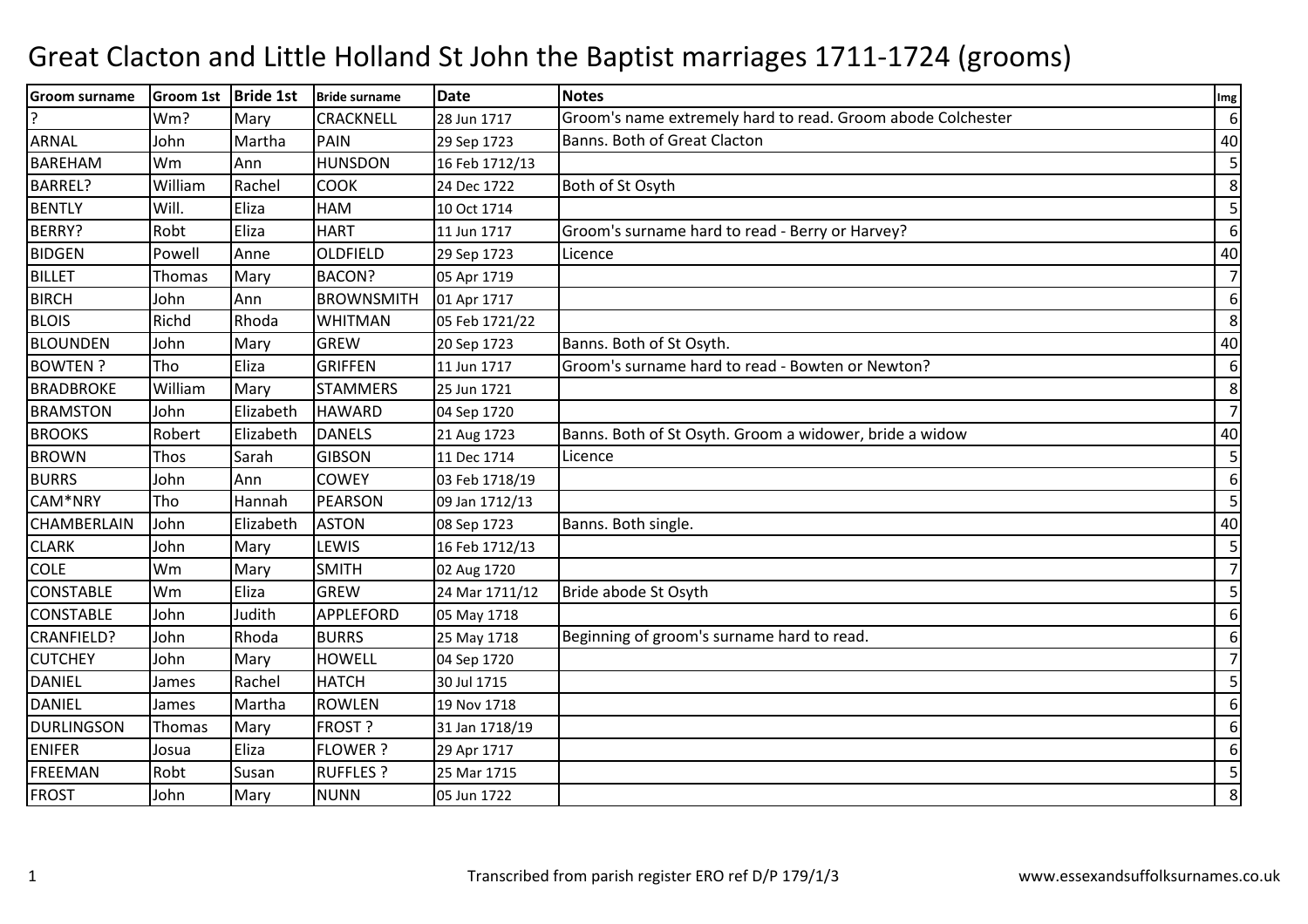# Great Clacton and Little Holland St John the Baptist marriages 1711-1724 (grooms)

| Groom surname | Groom 1st | Bride 1st | Bride surname | Date | Notes | Img |
|---|---|---|---|---|---|---|
| ? | Wm? | Mary | CRACKNELL | 28 Jun 1717 | Groom's name extremely hard to read. Groom abode Colchester | 6 |
| ARNAL | John | Martha | PAIN | 29 Sep 1723 | Banns. Both of Great Clacton | 40 |
| BAREHAM | Wm | Ann | HUNSDON | 16 Feb 1712/13 | | 5 |
| BARREL? | William | Rachel | COOK | 24 Dec 1722 | Both of St Osyth | 8 |
| BENTLY | Will. | Eliza | HAM | 10 Oct 1714 | | 5 |
| BERRY? | Robt | Eliza | HART | 11 Jun 1717 | Groom's surname hard to read - Berry or Harvey? | 6 |
| BIDGEN | Powell | Anne | OLDFIELD | 29 Sep 1723 | Licence | 40 |
| BILLET | Thomas | Mary | BACON? | 05 Apr 1719 | | 7 |
| BIRCH | John | Ann | BROWNSMITH | 01 Apr 1717 | | 6 |
| BLOIS | Richd | Rhoda | WHITMAN | 05 Feb 1721/22 | | 8 |
| BLOUNDEN | John | Mary | GREW | 20 Sep 1723 | Banns. Both of St Osyth. | 40 |
| BOWTEN ? | Tho | Eliza | GRIFFEN | 11 Jun 1717 | Groom's surname hard to read - Bowten or Newton? | 6 |
| BRADBROKE | William | Mary | STAMMERS | 25 Jun 1721 | | 8 |
| BRAMSTON | John | Elizabeth | HAWARD | 04 Sep 1720 | | 7 |
| BROOKS | Robert | Elizabeth | DANELS | 21 Aug 1723 | Banns. Both of St Osyth. Groom a widower, bride a widow | 40 |
| BROWN | Thos | Sarah | GIBSON | 11 Dec 1714 | Licence | 5 |
| BURRS | John | Ann | COWEY | 03 Feb 1718/19 | | 6 |
| CAM*NRY | Tho | Hannah | PEARSON | 09 Jan 1712/13 | | 5 |
| CHAMBERLAIN | John | Elizabeth | ASTON | 08 Sep 1723 | Banns. Both single. | 40 |
| CLARK | John | Mary | LEWIS | 16 Feb 1712/13 | | 5 |
| COLE | Wm | Mary | SMITH | 02 Aug 1720 | | 7 |
| CONSTABLE | Wm | Eliza | GREW | 24 Mar 1711/12 | Bride abode St Osyth | 5 |
| CONSTABLE | John | Judith | APPLEFORD | 05 May 1718 | | 6 |
| CRANFIELD? | John | Rhoda | BURRS | 25 May 1718 | Beginning of groom's surname hard to read. | 6 |
| CUTCHEY | John | Mary | HOWELL | 04 Sep 1720 | | 7 |
| DANIEL | James | Rachel | HATCH | 30 Jul 1715 | | 5 |
| DANIEL | James | Martha | ROWLEN | 19 Nov 1718 | | 6 |
| DURLINGSON | Thomas | Mary | FROST ? | 31 Jan 1718/19 | | 6 |
| ENIFER | Josua | Eliza | FLOWER ? | 29 Apr 1717 | | 6 |
| FREEMAN | Robt | Susan | RUFFLES ? | 25 Mar 1715 | | 5 |
| FROST | John | Mary | NUNN | 05 Jun 1722 | | 8 |

Transcribed from parish register ERO ref D/P 179/1/3 www.essexandsuffolksurnames.co.uk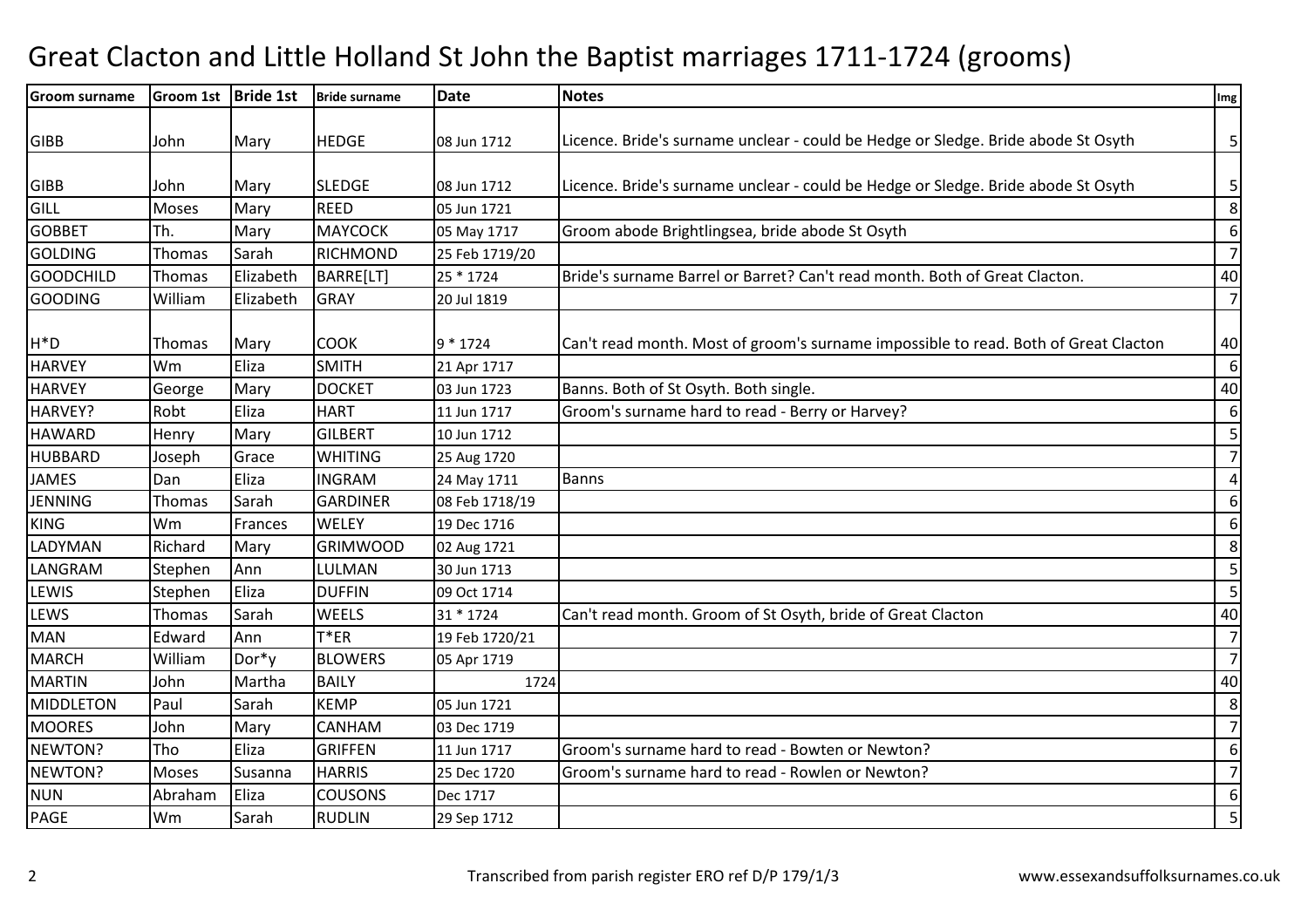# Great Clacton and Little Holland St John the Baptist marriages 1711-1724 (grooms)

| Groom surname | Groom 1st | Bride 1st | Bride surname | Date | Notes | Img |
|---|---|---|---|---|---|---|
| GIBB | John | Mary | HEDGE | 08 Jun 1712 | Licence. Bride's surname unclear - could be Hedge or Sledge. Bride abode St Osyth | 5 |
| GIBB | John | Mary | SLEDGE | 08 Jun 1712 | Licence. Bride's surname unclear - could be Hedge or Sledge. Bride abode St Osyth | 5 |
| GILL | Moses | Mary | REED | 05 Jun 1721 | | 8 |
| GOBBET | Th. | Mary | MAYCOCK | 05 May 1717 | Groom abode Brightlingsea, bride abode St Osyth | 6 |
| GOLDING | Thomas | Sarah | RICHMOND | 25 Feb 1719/20 | | 7 |
| GOODCHILD | Thomas | Elizabeth | BARRE[LT] | 25 * 1724 | Bride's surname Barrel or Barret? Can't read month. Both of Great Clacton. | 40 |
| GOODING | William | Elizabeth | GRAY | 20 Jul 1819 | | 7 |
| H*D | Thomas | Mary | COOK | 9 * 1724 | Can't read month. Most of groom's surname impossible to read. Both of Great Clacton | 40 |
| HARVEY | Wm | Eliza | SMITH | 21 Apr 1717 | | 6 |
| HARVEY | George | Mary | DOCKET | 03 Jun 1723 | Banns. Both of St Osyth. Both single. | 40 |
| HARVEY? | Robt | Eliza | HART | 11 Jun 1717 | Groom's surname hard to read - Berry or Harvey? | 6 |
| HAWARD | Henry | Mary | GILBERT | 10 Jun 1712 | | 5 |
| HUBBARD | Joseph | Grace | WHITING | 25 Aug 1720 | | 7 |
| JAMES | Dan | Eliza | INGRAM | 24 May 1711 | Banns | 4 |
| JENNING | Thomas | Sarah | GARDINER | 08 Feb 1718/19 | | 6 |
| KING | Wm | Frances | WELEY | 19 Dec 1716 | | 6 |
| LADYMAN | Richard | Mary | GRIMWOOD | 02 Aug 1721 | | 8 |
| LANGRAM | Stephen | Ann | LULMAN | 30 Jun 1713 | | 5 |
| LEWIS | Stephen | Eliza | DUFFIN | 09 Oct 1714 | | 5 |
| LEWS | Thomas | Sarah | WEELS | 31 * 1724 | Can't read month. Groom of St Osyth, bride of Great Clacton | 40 |
| MAN | Edward | Ann | T*ER | 19 Feb 1720/21 | | 7 |
| MARCH | William | Dor*y | BLOWERS | 05 Apr 1719 | | 7 |
| MARTIN | John | Martha | BAILY | 1724 | | 40 |
| MIDDLETON | Paul | Sarah | KEMP | 05 Jun 1721 | | 8 |
| MOORES | John | Mary | CANHAM | 03 Dec 1719 | | 7 |
| NEWTON? | Tho | Eliza | GRIFFEN | 11 Jun 1717 | Groom's surname hard to read - Bowten or Newton? | 6 |
| NEWTON? | Moses | Susanna | HARRIS | 25 Dec 1720 | Groom's surname hard to read - Rowlen or Newton? | 7 |
| NUN | Abraham | Eliza | COUSONS | Dec 1717 | | 6 |
| PAGE | Wm | Sarah | RUDLIN | 29 Sep 1712 | | 5 |

Transcribed from parish register ERO ref D/P 179/1/3

www.essexandsuffolksurnames.co.uk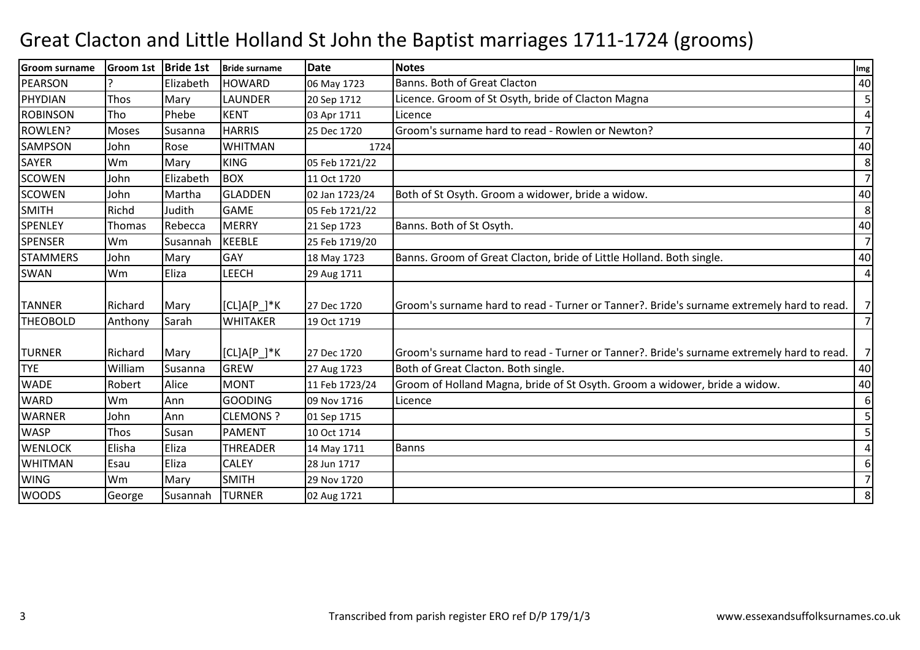# Great Clacton and Little Holland St John the Baptist marriages 1711-1724 (grooms)

| Groom surname | Groom 1st | Bride 1st | Bride surname | Date | Notes | Img |
|---|---|---|---|---|---|---|
| PEARSON | ? | Elizabeth | HOWARD | 06 May 1723 | Banns. Both of Great Clacton | 40 |
| PHYDIAN | Thos | Mary | LAUNDER | 20 Sep 1712 | Licence. Groom of St Osyth, bride of Clacton Magna | 5 |
| ROBINSON | Tho | Phebe | KENT | 03 Apr 1711 | Licence | 4 |
| ROWLEN? | Moses | Susanna | HARRIS | 25 Dec 1720 | Groom's surname hard to read - Rowlen or Newton? | 7 |
| SAMPSON | John | Rose | WHITMAN | 1724 | | 40 |
| SAYER | Wm | Mary | KING | 05 Feb 1721/22 | | 8 |
| SCOWEN | John | Elizabeth | BOX | 11 Oct 1720 | | 7 |
| SCOWEN | John | Martha | GLADDEN | 02 Jan 1723/24 | Both of St Osyth. Groom a widower, bride a widow. | 40 |
| SMITH | Richd | Judith | GAME | 05 Feb 1721/22 | | 8 |
| SPENLEY | Thomas | Rebecca | MERRY | 21 Sep 1723 | Banns. Both of St Osyth. | 40 |
| SPENSER | Wm | Susannah | KEEBLE | 25 Feb 1719/20 | | 7 |
| STAMMERS | John | Mary | GAY | 18 May 1723 | Banns. Groom of Great Clacton, bride of Little Holland. Both single. | 40 |
| SWAN | Wm | Eliza | LEECH | 29 Aug 1711 | | 4 |
| TANNER | Richard | Mary | [CL]A[P_]*K | 27 Dec 1720 | Groom's surname hard to read - Turner or Tanner?. Bride's surname extremely hard to read. | 7 |
| THEOBOLD | Anthony | Sarah | WHITAKER | 19 Oct 1719 | | 7 |
| TURNER | Richard | Mary | [CL]A[P_]*K | 27 Dec 1720 | Groom's surname hard to read - Turner or Tanner?. Bride's surname extremely hard to read. | 7 |
| TYE | William | Susanna | GREW | 27 Aug 1723 | Both of Great Clacton. Both single. | 40 |
| WADE | Robert | Alice | MONT | 11 Feb 1723/24 | Groom of Holland Magna, bride of St Osyth. Groom a widower, bride a widow. | 40 |
| WARD | Wm | Ann | GOODING | 09 Nov 1716 | Licence | 6 |
| WARNER | John | Ann | CLEMONS ? | 01 Sep 1715 | | 5 |
| WASP | Thos | Susan | PAMENT | 10 Oct 1714 | | 5 |
| WENLOCK | Elisha | Eliza | THREADER | 14 May 1711 | Banns | 4 |
| WHITMAN | Esau | Eliza | CALEY | 28 Jun 1717 | | 6 |
| WING | Wm | Mary | SMITH | 29 Nov 1720 | | 7 |
| WOODS | George | Susannah | TURNER | 02 Aug 1721 | | 8 |

Transcribed from parish register ERO ref D/P 179/1/3

www.essexandsuffolksurnames.co.uk